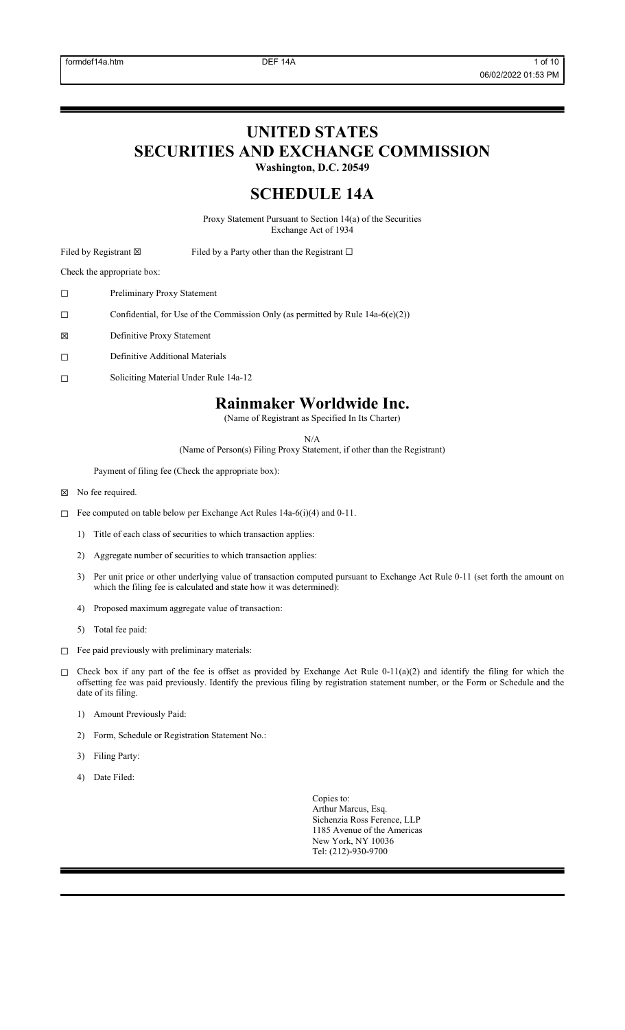# UNITED STATES
# SECURITIES AND EXCHANGE COMMISSION

**Washington, D.C. 20549**

## SCHEDULE 14A

Proxy Statement Pursuant to Section 14(a) of the Securities Exchange Act of 1934

Filed by Registrant ☒ Filed by a Party other than the Registrant ☐

Check the appropriate box:

☐ Preliminary Proxy Statement

☐ Confidential, for Use of the Commission Only (as permitted by Rule 14a-6(e)(2))

☒ Definitive Proxy Statement

☐ Definitive Additional Materials

☐ Soliciting Material Under Rule 14a-12

## Rainmaker Worldwide Inc.

(Name of Registrant as Specified In Its Charter)

N/A

(Name of Person(s) Filing Proxy Statement, if other than the Registrant)

Payment of filing fee (Check the appropriate box):

☒ No fee required.

☐ Fee computed on table below per Exchange Act Rules 14a-6(i)(4) and 0-11.

1) Title of each class of securities to which transaction applies:
2) Aggregate number of securities to which transaction applies:
3) Per unit price or other underlying value of transaction computed pursuant to Exchange Act Rule 0-11 (set forth the amount on which the filing fee is calculated and state how it was determined):
4) Proposed maximum aggregate value of transaction:
5) Total fee paid:

☐ Fee paid previously with preliminary materials:

☐ Check box if any part of the fee is offset as provided by Exchange Act Rule 0-11(a)(2) and identify the filing for which the offsetting fee was paid previously. Identify the previous filing by registration statement number, or the Form or Schedule and the date of its filing.

1) Amount Previously Paid:
2) Form, Schedule or Registration Statement No.:
3) Filing Party:
4) Date Filed:

Copies to:
Arthur Marcus, Esq.
Sichenzia Ross Ference, LLP
1185 Avenue of the Americas
New York, NY 10036
Tel: (212)-930-9700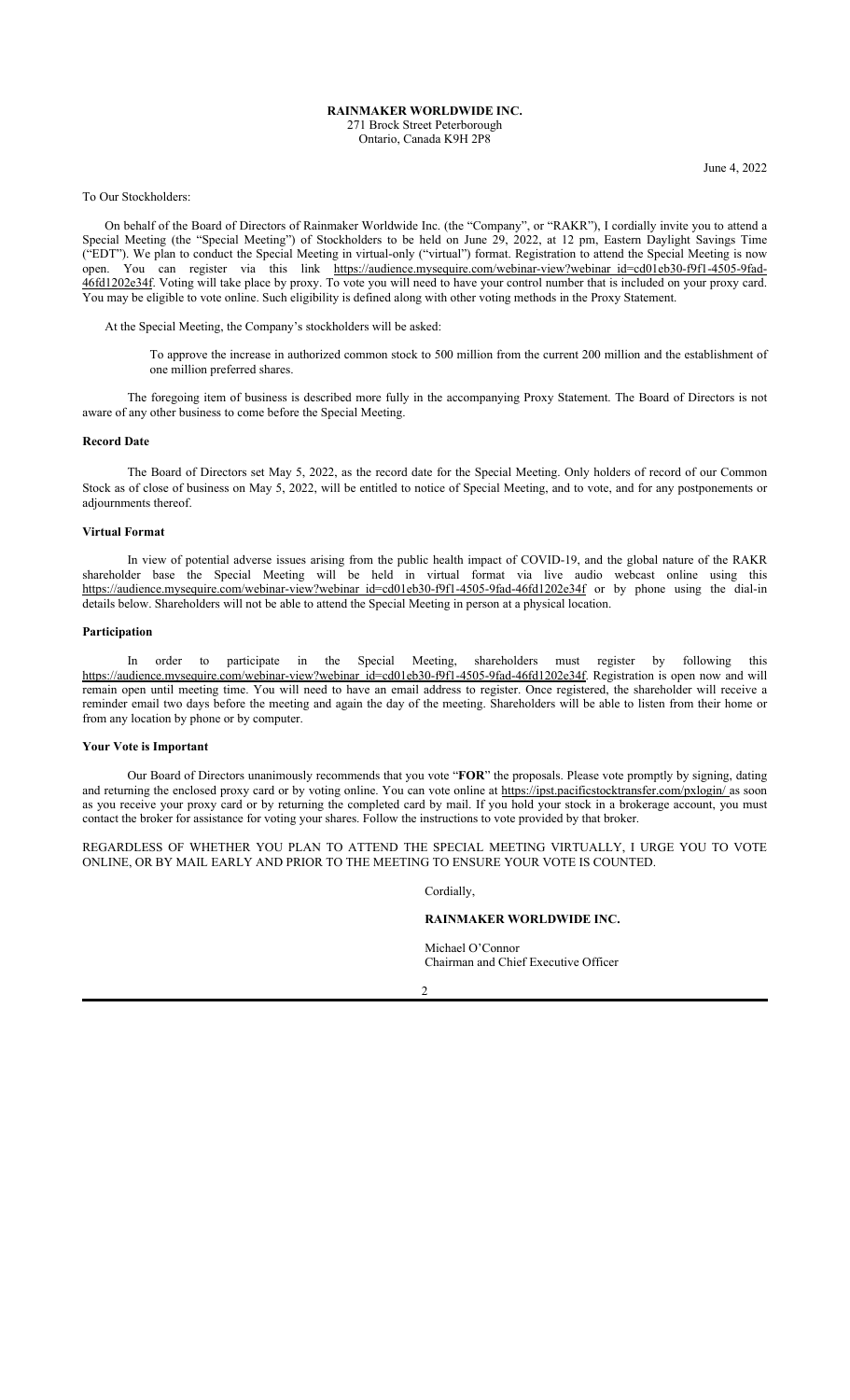**RAINMAKER WORLDWIDE INC.**
271 Brock Street Peterborough
Ontario, Canada K9H 2P8

June 4, 2022

To Our Stockholders:

On behalf of the Board of Directors of Rainmaker Worldwide Inc. (the "Company", or "RAKR"), I cordially invite you to attend a Special Meeting (the "Special Meeting") of Stockholders to be held on June 29, 2022, at 12 pm, Eastern Daylight Savings Time ("EDT"). We plan to conduct the Special Meeting in virtual-only ("virtual") format. Registration to attend the Special Meeting is now open. You can register via this link https://audience.mysequire.com/webinar-view?webinar_id=cd01eb30-f9f1-4505-9fad-46fd1202e34f. Voting will take place by proxy. To vote you will need to have your control number that is included on your proxy card. You may be eligible to vote online. Such eligibility is defined along with other voting methods in the Proxy Statement.

At the Special Meeting, the Company's stockholders will be asked:

> To approve the increase in authorized common stock to 500 million from the current 200 million and the establishment of one million preferred shares.

The foregoing item of business is described more fully in the accompanying Proxy Statement. The Board of Directors is not aware of any other business to come before the Special Meeting.

**Record Date**

The Board of Directors set May 5, 2022, as the record date for the Special Meeting. Only holders of record of our Common Stock as of close of business on May 5, 2022, will be entitled to notice of Special Meeting, and to vote, and for any postponements or adjournments thereof.

**Virtual Format**

In view of potential adverse issues arising from the public health impact of COVID-19, and the global nature of the RAKR shareholder base the Special Meeting will be held in virtual format via live audio webcast online using this https://audience.mysequire.com/webinar-view?webinar_id=cd01eb30-f9f1-4505-9fad-46fd1202e34f or by phone using the dial-in details below. Shareholders will not be able to attend the Special Meeting in person at a physical location.

**Participation**

In order to participate in the Special Meeting, shareholders must register by following this https://audience.mysequire.com/webinar-view?webinar_id=cd01eb30-f9f1-4505-9fad-46fd1202e34f. Registration is open now and will remain open until meeting time. You will need to have an email address to register. Once registered, the shareholder will receive a reminder email two days before the meeting and again the day of the meeting. Shareholders will be able to listen from their home or from any location by phone or by computer.

**Your Vote is Important**

Our Board of Directors unanimously recommends that you vote "**FOR**" the proposals. Please vote promptly by signing, dating and returning the enclosed proxy card or by voting online. You can vote online at https://ipst.pacificstocktransfer.com/pxlogin/ as soon as you receive your proxy card or by returning the completed card by mail. If you hold your stock in a brokerage account, you must contact the broker for assistance for voting your shares. Follow the instructions to vote provided by that broker.

REGARDLESS OF WHETHER YOU PLAN TO ATTEND THE SPECIAL MEETING VIRTUALLY, I URGE YOU TO VOTE ONLINE, OR BY MAIL EARLY AND PRIOR TO THE MEETING TO ENSURE YOUR VOTE IS COUNTED.

Cordially,

**RAINMAKER WORLDWIDE INC.**

Michael O'Connor
Chairman and Chief Executive Officer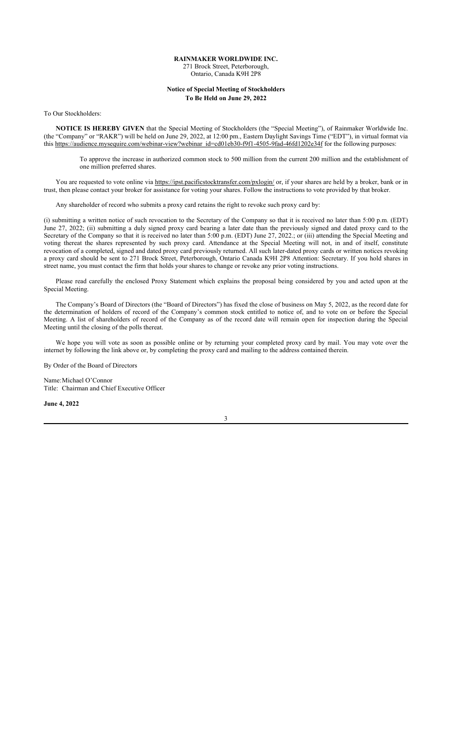**RAINMAKER WORLDWIDE INC.**
271 Brock Street, Peterborough,
Ontario, Canada K9H 2P8

**Notice of Special Meeting of Stockholders**
**To Be Held on June 29, 2022**

To Our Stockholders:

**NOTICE IS HEREBY GIVEN** that the Special Meeting of Stockholders (the "Special Meeting"), of Rainmaker Worldwide Inc. (the "Company" or "RAKR") will be held on June 29, 2022, at 12:00 pm., Eastern Daylight Savings Time ("EDT"), in virtual format via this https://audience.mysequire.com/webinar-view?webinar_id=cd01eb30-f9f1-4505-9fad-46fd1202e34f for the following purposes:

> To approve the increase in authorized common stock to 500 million from the current 200 million and the establishment of one million preferred shares.

You are requested to vote online via https://ipst.pacificstocktransfer.com/pxlogin/ or, if your shares are held by a broker, bank or in trust, then please contact your broker for assistance for voting your shares. Follow the instructions to vote provided by that broker.

Any shareholder of record who submits a proxy card retains the right to revoke such proxy card by:

(i) submitting a written notice of such revocation to the Secretary of the Company so that it is received no later than 5:00 p.m. (EDT) June 27, 2022; (ii) submitting a duly signed proxy card bearing a later date than the previously signed and dated proxy card to the Secretary of the Company so that it is received no later than 5:00 p.m. (EDT) June 27, 2022.; or (iii) attending the Special Meeting and voting thereat the shares represented by such proxy card. Attendance at the Special Meeting will not, in and of itself, constitute revocation of a completed, signed and dated proxy card previously returned. All such later-dated proxy cards or written notices revoking a proxy card should be sent to 271 Brock Street, Peterborough, Ontario Canada K9H 2P8 Attention: Secretary. If you hold shares in street name, you must contact the firm that holds your shares to change or revoke any prior voting instructions.

Please read carefully the enclosed Proxy Statement which explains the proposal being considered by you and acted upon at the Special Meeting.

The Company's Board of Directors (the "Board of Directors") has fixed the close of business on May 5, 2022, as the record date for the determination of holders of record of the Company's common stock entitled to notice of, and to vote on or before the Special Meeting. A list of shareholders of record of the Company as of the record date will remain open for inspection during the Special Meeting until the closing of the polls thereat.

We hope you will vote as soon as possible online or by returning your completed proxy card by mail. You may vote over the internet by following the link above or, by completing the proxy card and mailing to the address contained therein.

By Order of the Board of Directors

Name: Michael O'Connor
Title: Chairman and Chief Executive Officer

**June 4, 2022**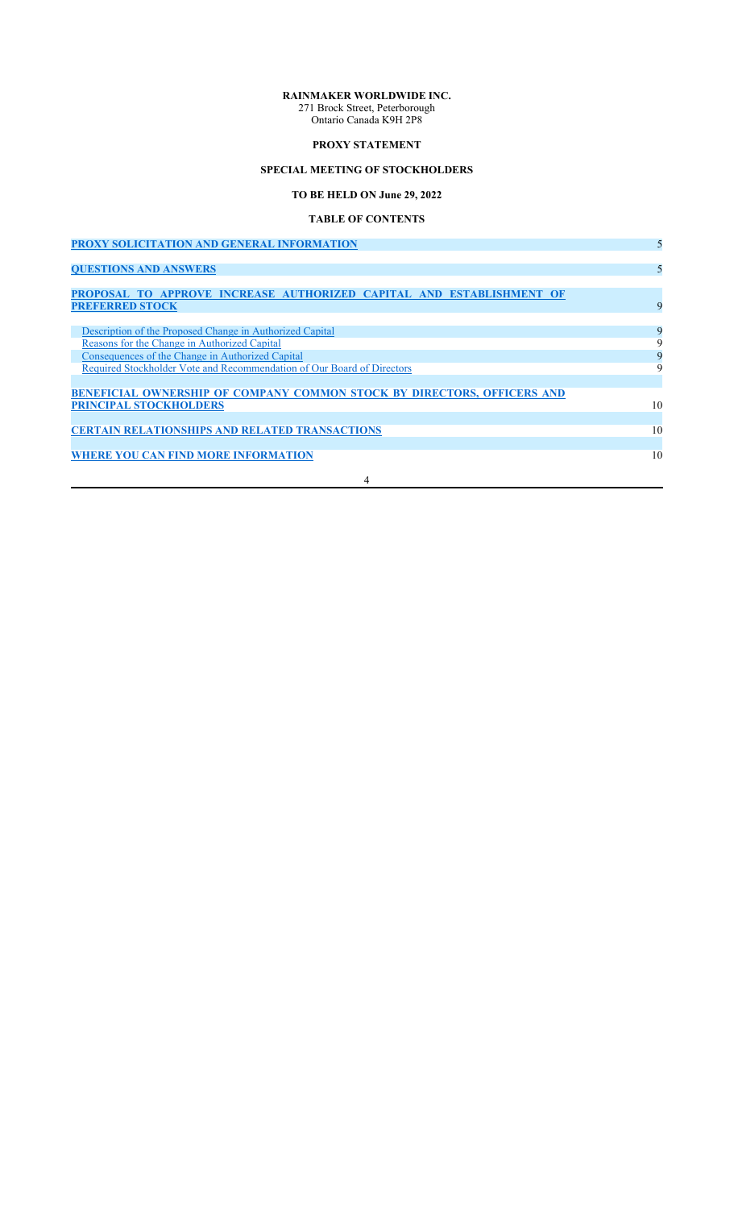**RAINMAKER WORLDWIDE INC.**
271 Brock Street, Peterborough
Ontario Canada K9H 2P8

**PROXY STATEMENT**

**SPECIAL MEETING OF STOCKHOLDERS**

**TO BE HELD ON June 29, 2022**

**TABLE OF CONTENTS**

| | |
|---|---|
| **PROXY SOLICITATION AND GENERAL INFORMATION** | 5 |
| **QUESTIONS AND ANSWERS** | 5 |
| **PROPOSAL TO APPROVE INCREASE AUTHORIZED CAPITAL AND ESTABLISHMENT OF PREFERRED STOCK** | 9 |
| Description of the Proposed Change in Authorized Capital | 9 |
| Reasons for the Change in Authorized Capital | 9 |
| Consequences of the Change in Authorized Capital | 9 |
| Required Stockholder Vote and Recommendation of Our Board of Directors | 9 |
| **BENEFICIAL OWNERSHIP OF COMPANY COMMON STOCK BY DIRECTORS, OFFICERS AND PRINCIPAL STOCKHOLDERS** | 10 |
| **CERTAIN RELATIONSHIPS AND RELATED TRANSACTIONS** | 10 |
| **WHERE YOU CAN FIND MORE INFORMATION** | 10 |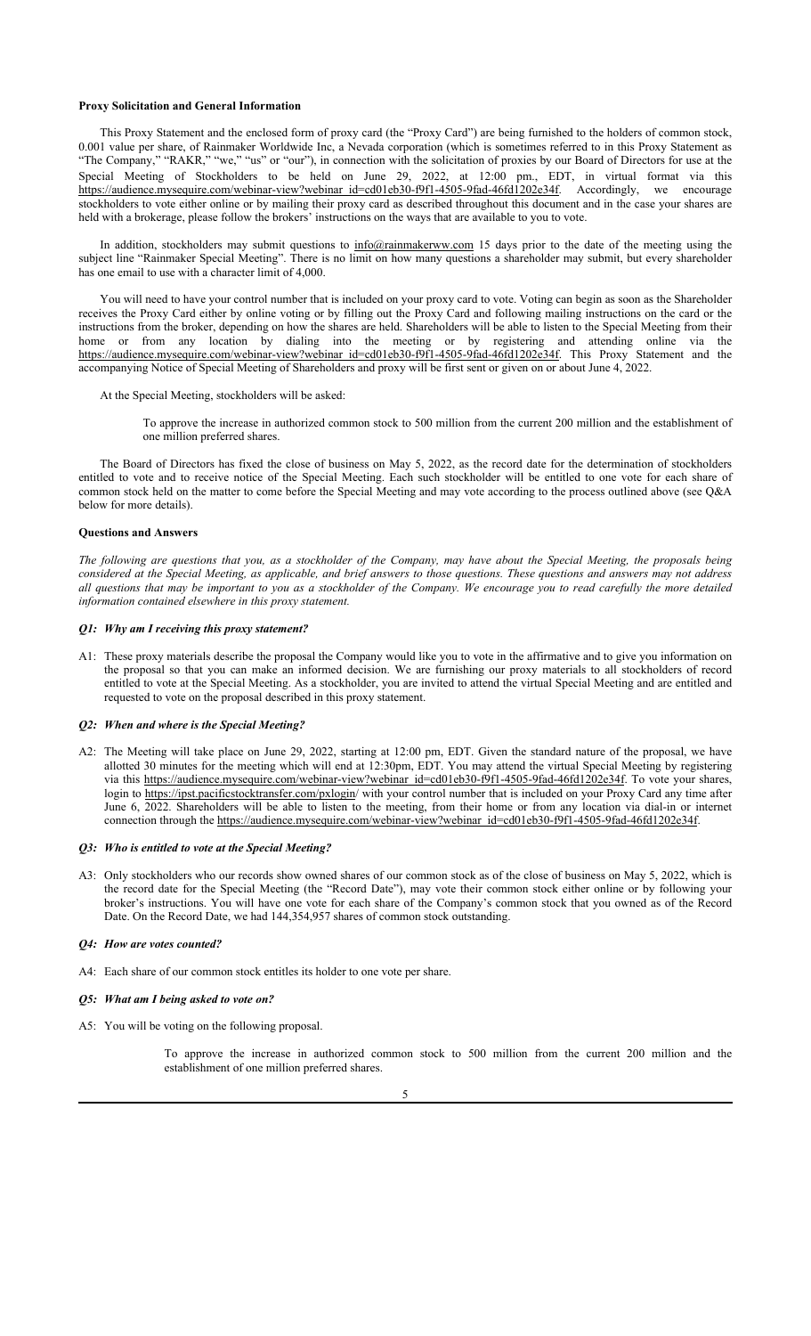**Proxy Solicitation and General Information**

This Proxy Statement and the enclosed form of proxy card (the "Proxy Card") are being furnished to the holders of common stock, 0.001 value per share, of Rainmaker Worldwide Inc, a Nevada corporation (which is sometimes referred to in this Proxy Statement as "The Company," "RAKR," "we," "us" or "our"), in connection with the solicitation of proxies by our Board of Directors for use at the Special Meeting of Stockholders to be held on June 29, 2022, at 12:00 pm., EDT, in virtual format via this https://audience.mysequire.com/webinar-view?webinar_id=cd01eb30-f9f1-4505-9fad-46fd1202e34f. Accordingly, we encourage stockholders to vote either online or by mailing their proxy card as described throughout this document and in the case your shares are held with a brokerage, please follow the brokers' instructions on the ways that are available to you to vote.

In addition, stockholders may submit questions to info@rainmakerww.com 15 days prior to the date of the meeting using the subject line "Rainmaker Special Meeting". There is no limit on how many questions a shareholder may submit, but every shareholder has one email to use with a character limit of 4,000.

You will need to have your control number that is included on your proxy card to vote. Voting can begin as soon as the Shareholder receives the Proxy Card either by online voting or by filling out the Proxy Card and following mailing instructions on the card or the instructions from the broker, depending on how the shares are held. Shareholders will be able to listen to the Special Meeting from their home or from any location by dialing into the meeting or by registering and attending online via the https://audience.mysequire.com/webinar-view?webinar_id=cd01eb30-f9f1-4505-9fad-46fd1202e34f. This Proxy Statement and the accompanying Notice of Special Meeting of Shareholders and proxy will be first sent or given on or about June 4, 2022.

At the Special Meeting, stockholders will be asked:

> To approve the increase in authorized common stock to 500 million from the current 200 million and the establishment of one million preferred shares.

The Board of Directors has fixed the close of business on May 5, 2022, as the record date for the determination of stockholders entitled to vote and to receive notice of the Special Meeting. Each such stockholder will be entitled to one vote for each share of common stock held on the matter to come before the Special Meeting and may vote according to the process outlined above (see Q&A below for more details).

**Questions and Answers**

*The following are questions that you, as a stockholder of the Company, may have about the Special Meeting, the proposals being considered at the Special Meeting, as applicable, and brief answers to those questions. These questions and answers may not address all questions that may be important to you as a stockholder of the Company. We encourage you to read carefully the more detailed information contained elsewhere in this proxy statement.*

***Q1: Why am I receiving this proxy statement?***

A1: These proxy materials describe the proposal the Company would like you to vote in the affirmative and to give you information on the proposal so that you can make an informed decision. We are furnishing our proxy materials to all stockholders of record entitled to vote at the Special Meeting. As a stockholder, you are invited to attend the virtual Special Meeting and are entitled and requested to vote on the proposal described in this proxy statement.

***Q2: When and where is the Special Meeting?***

A2: The Meeting will take place on June 29, 2022, starting at 12:00 pm, EDT. Given the standard nature of the proposal, we have allotted 30 minutes for the meeting which will end at 12:30pm, EDT. You may attend the virtual Special Meeting by registering via this https://audience.mysequire.com/webinar-view?webinar_id=cd01eb30-f9f1-4505-9fad-46fd1202e34f. To vote your shares, login to https://ipst.pacificstocktransfer.com/pxlogin/ with your control number that is included on your Proxy Card any time after June 6, 2022. Shareholders will be able to listen to the meeting, from their home or from any location via dial-in or internet connection through the https://audience.mysequire.com/webinar-view?webinar_id=cd01eb30-f9f1-4505-9fad-46fd1202e34f.

***Q3: Who is entitled to vote at the Special Meeting?***

A3: Only stockholders who our records show owned shares of our common stock as of the close of business on May 5, 2022, which is the record date for the Special Meeting (the "Record Date"), may vote their common stock either online or by following your broker's instructions. You will have one vote for each share of the Company's common stock that you owned as of the Record Date. On the Record Date, we had 144,354,957 shares of common stock outstanding.

***Q4: How are votes counted?***

A4: Each share of our common stock entitles its holder to one vote per share.

***Q5: What am I being asked to vote on?***

A5: You will be voting on the following proposal.

> To approve the increase in authorized common stock to 500 million from the current 200 million and the establishment of one million preferred shares.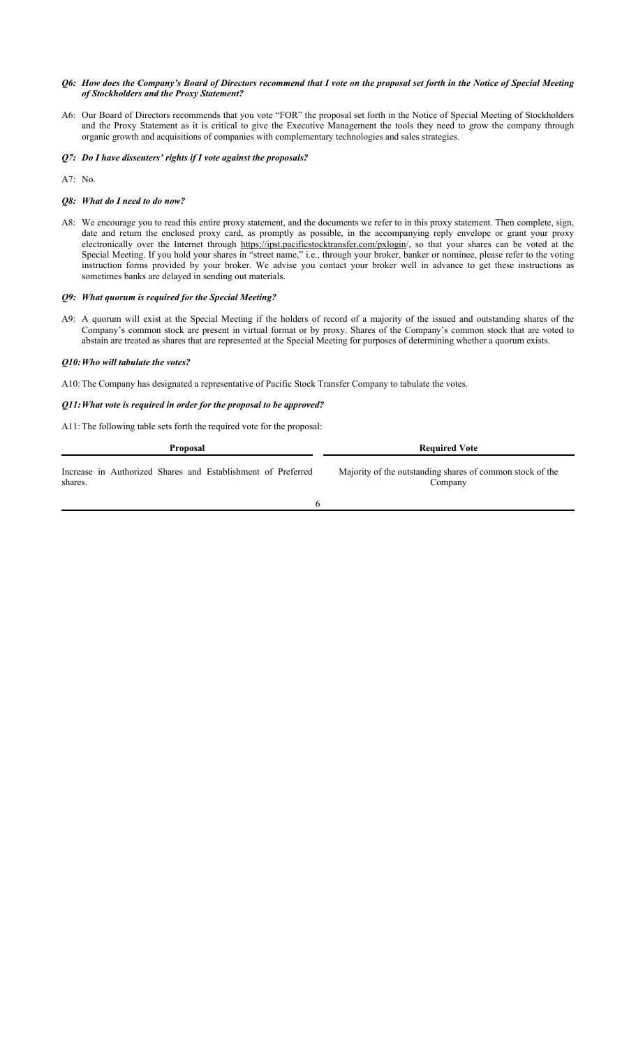***Q6: How does the Company's Board of Directors recommend that I vote on the proposal set forth in the Notice of Special Meeting of Stockholders and the Proxy Statement?***

A6: Our Board of Directors recommends that you vote "FOR" the proposal set forth in the Notice of Special Meeting of Stockholders and the Proxy Statement as it is critical to give the Executive Management the tools they need to grow the company through organic growth and acquisitions of companies with complementary technologies and sales strategies.

***Q7: Do I have dissenters' rights if I vote against the proposals?***

A7: No.

***Q8: What do I need to do now?***

A8: We encourage you to read this entire proxy statement, and the documents we refer to in this proxy statement. Then complete, sign, date and return the enclosed proxy card, as promptly as possible, in the accompanying reply envelope or grant your proxy electronically over the Internet through https://ipst.pacificstocktransfer.com/pxlogin/, so that your shares can be voted at the Special Meeting. If you hold your shares in "street name," i.e., through your broker, banker or nominee, please refer to the voting instruction forms provided by your broker. We advise you contact your broker well in advance to get these instructions as sometimes banks are delayed in sending out materials.

***Q9: What quorum is required for the Special Meeting?***

A9: A quorum will exist at the Special Meeting if the holders of record of a majority of the issued and outstanding shares of the Company's common stock are present in virtual format or by proxy. Shares of the Company's common stock that are voted to abstain are treated as shares that are represented at the Special Meeting for purposes of determining whether a quorum exists.

***Q10: Who will tabulate the votes?***

A10: The Company has designated a representative of Pacific Stock Transfer Company to tabulate the votes.

***Q11: What vote is required in order for the proposal to be approved?***

A11: The following table sets forth the required vote for the proposal:

| Proposal | Required Vote |
| --- | --- |
| Increase in Authorized Shares and Establishment of Preferred shares. | Majority of the outstanding shares of common stock of the Company |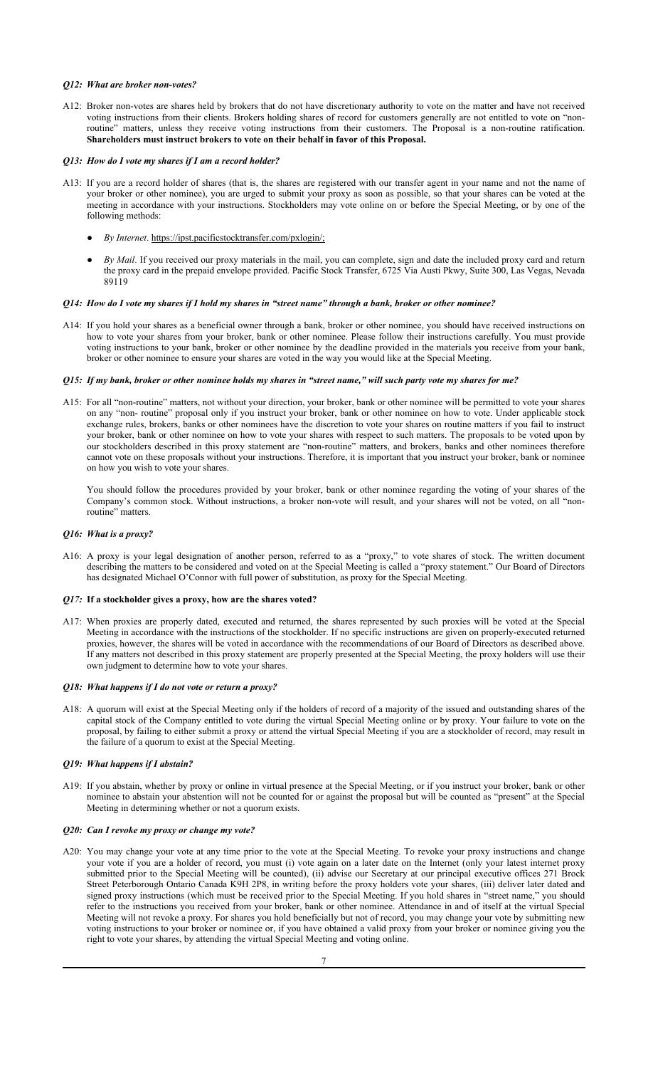### *Q12: What are broker non-votes?*

A12: Broker non-votes are shares held by brokers that do not have discretionary authority to vote on the matter and have not received voting instructions from their clients. Brokers holding shares of record for customers generally are not entitled to vote on "non-routine" matters, unless they receive voting instructions from their customers. The Proposal is a non-routine ratification. **Shareholders must instruct brokers to vote on their behalf in favor of this Proposal.**

### *Q13: How do I vote my shares if I am a record holder?*

A13: If you are a record holder of shares (that is, the shares are registered with our transfer agent in your name and not the name of your broker or other nominee), you are urged to submit your proxy as soon as possible, so that your shares can be voted at the meeting in accordance with your instructions. Stockholders may vote online on or before the Special Meeting, or by one of the following methods:

- *By Internet*. https://ipst.pacificstocktransfer.com/pxlogin/;
- *By Mail*. If you received our proxy materials in the mail, you can complete, sign and date the included proxy card and return the proxy card in the prepaid envelope provided. Pacific Stock Transfer, 6725 Via Austi Pkwy, Suite 300, Las Vegas, Nevada 89119

### *Q14: How do I vote my shares if I hold my shares in "street name" through a bank, broker or other nominee?*

A14: If you hold your shares as a beneficial owner through a bank, broker or other nominee, you should have received instructions on how to vote your shares from your broker, bank or other nominee. Please follow their instructions carefully. You must provide voting instructions to your bank, broker or other nominee by the deadline provided in the materials you receive from your bank, broker or other nominee to ensure your shares are voted in the way you would like at the Special Meeting.

### *Q15: If my bank, broker or other nominee holds my shares in "street name," will such party vote my shares for me?*

A15: For all "non-routine" matters, not without your direction, your broker, bank or other nominee will be permitted to vote your shares on any "non- routine" proposal only if you instruct your broker, bank or other nominee on how to vote. Under applicable stock exchange rules, brokers, banks or other nominees have the discretion to vote your shares on routine matters if you fail to instruct your broker, bank or other nominee on how to vote your shares with respect to such matters. The proposals to be voted upon by our stockholders described in this proxy statement are "non-routine" matters, and brokers, banks and other nominees therefore cannot vote on these proposals without your instructions. Therefore, it is important that you instruct your broker, bank or nominee on how you wish to vote your shares.

You should follow the procedures provided by your broker, bank or other nominee regarding the voting of your shares of the Company's common stock. Without instructions, a broker non-vote will result, and your shares will not be voted, on all "non-routine" matters.

### *Q16: What is a proxy?*

A16: A proxy is your legal designation of another person, referred to as a "proxy," to vote shares of stock. The written document describing the matters to be considered and voted on at the Special Meeting is called a "proxy statement." Our Board of Directors has designated Michael O'Connor with full power of substitution, as proxy for the Special Meeting.

### *Q17:* **If a stockholder gives a proxy, how are the shares voted?**

A17: When proxies are properly dated, executed and returned, the shares represented by such proxies will be voted at the Special Meeting in accordance with the instructions of the stockholder. If no specific instructions are given on properly-executed returned proxies, however, the shares will be voted in accordance with the recommendations of our Board of Directors as described above. If any matters not described in this proxy statement are properly presented at the Special Meeting, the proxy holders will use their own judgment to determine how to vote your shares.

### *Q18: What happens if I do not vote or return a proxy?*

A18: A quorum will exist at the Special Meeting only if the holders of record of a majority of the issued and outstanding shares of the capital stock of the Company entitled to vote during the virtual Special Meeting online or by proxy. Your failure to vote on the proposal, by failing to either submit a proxy or attend the virtual Special Meeting if you are a stockholder of record, may result in the failure of a quorum to exist at the Special Meeting.

### *Q19: What happens if I abstain?*

A19: If you abstain, whether by proxy or online in virtual presence at the Special Meeting, or if you instruct your broker, bank or other nominee to abstain your abstention will not be counted for or against the proposal but will be counted as "present" at the Special Meeting in determining whether or not a quorum exists.

### *Q20: Can I revoke my proxy or change my vote?*

A20: You may change your vote at any time prior to the vote at the Special Meeting. To revoke your proxy instructions and change your vote if you are a holder of record, you must (i) vote again on a later date on the Internet (only your latest internet proxy submitted prior to the Special Meeting will be counted), (ii) advise our Secretary at our principal executive offices 271 Brock Street Peterborough Ontario Canada K9H 2P8, in writing before the proxy holders vote your shares, (iii) deliver later dated and signed proxy instructions (which must be received prior to the Special Meeting. If you hold shares in "street name," you should refer to the instructions you received from your broker, bank or other nominee. Attendance in and of itself at the virtual Special Meeting will not revoke a proxy. For shares you hold beneficially but not of record, you may change your vote by submitting new voting instructions to your broker or nominee or, if you have obtained a valid proxy from your broker or nominee giving you the right to vote your shares, by attending the virtual Special Meeting and voting online.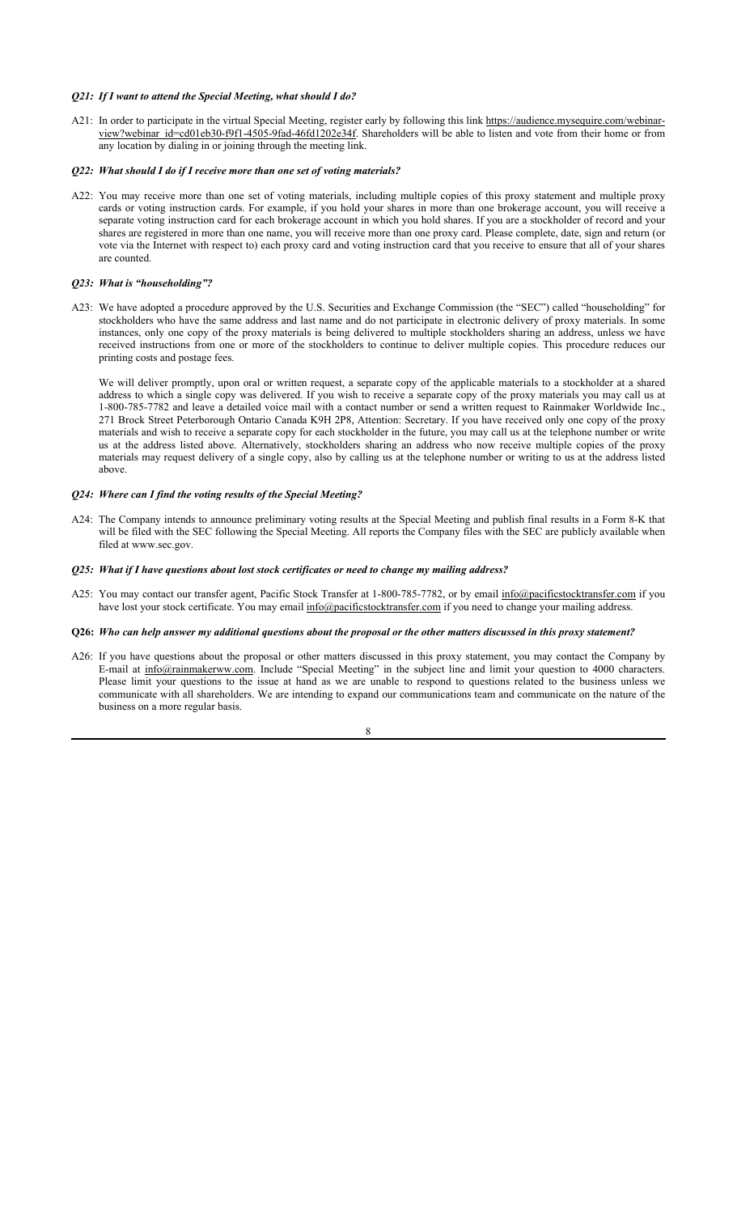***Q21: If I want to attend the Special Meeting, what should I do?***

A21: In order to participate in the virtual Special Meeting, register early by following this link https://audience.mysequire.com/webinar-view?webinar_id=cd01eb30-f9f1-4505-9fad-46fd1202e34f. Shareholders will be able to listen and vote from their home or from any location by dialing in or joining through the meeting link.

***Q22: What should I do if I receive more than one set of voting materials?***

A22: You may receive more than one set of voting materials, including multiple copies of this proxy statement and multiple proxy cards or voting instruction cards. For example, if you hold your shares in more than one brokerage account, you will receive a separate voting instruction card for each brokerage account in which you hold shares. If you are a stockholder of record and your shares are registered in more than one name, you will receive more than one proxy card. Please complete, date, sign and return (or vote via the Internet with respect to) each proxy card and voting instruction card that you receive to ensure that all of your shares are counted.

***Q23: What is "householding"?***

A23: We have adopted a procedure approved by the U.S. Securities and Exchange Commission (the "SEC") called "householding" for stockholders who have the same address and last name and do not participate in electronic delivery of proxy materials. In some instances, only one copy of the proxy materials is being delivered to multiple stockholders sharing an address, unless we have received instructions from one or more of the stockholders to continue to deliver multiple copies. This procedure reduces our printing costs and postage fees.

We will deliver promptly, upon oral or written request, a separate copy of the applicable materials to a stockholder at a shared address to which a single copy was delivered. If you wish to receive a separate copy of the proxy materials you may call us at 1-800-785-7782 and leave a detailed voice mail with a contact number or send a written request to Rainmaker Worldwide Inc., 271 Brock Street Peterborough Ontario Canada K9H 2P8, Attention: Secretary. If you have received only one copy of the proxy materials and wish to receive a separate copy for each stockholder in the future, you may call us at the telephone number or write us at the address listed above. Alternatively, stockholders sharing an address who now receive multiple copies of the proxy materials may request delivery of a single copy, also by calling us at the telephone number or writing to us at the address listed above.

***Q24: Where can I find the voting results of the Special Meeting?***

A24: The Company intends to announce preliminary voting results at the Special Meeting and publish final results in a Form 8-K that will be filed with the SEC following the Special Meeting. All reports the Company files with the SEC are publicly available when filed at www.sec.gov.

***Q25: What if I have questions about lost stock certificates or need to change my mailing address?***

A25: You may contact our transfer agent, Pacific Stock Transfer at 1-800-785-7782, or by email info@pacificstocktransfer.com if you have lost your stock certificate. You may email info@pacificstocktransfer.com if you need to change your mailing address.

**Q26:** ***Who can help answer my additional questions about the proposal or the other matters discussed in this proxy statement?***

A26: If you have questions about the proposal or other matters discussed in this proxy statement, you may contact the Company by E-mail at info@rainmakerww.com. Include "Special Meeting" in the subject line and limit your question to 4000 characters. Please limit your questions to the issue at hand as we are unable to respond to questions related to the business unless we communicate with all shareholders. We are intending to expand our communications team and communicate on the nature of the business on a more regular basis.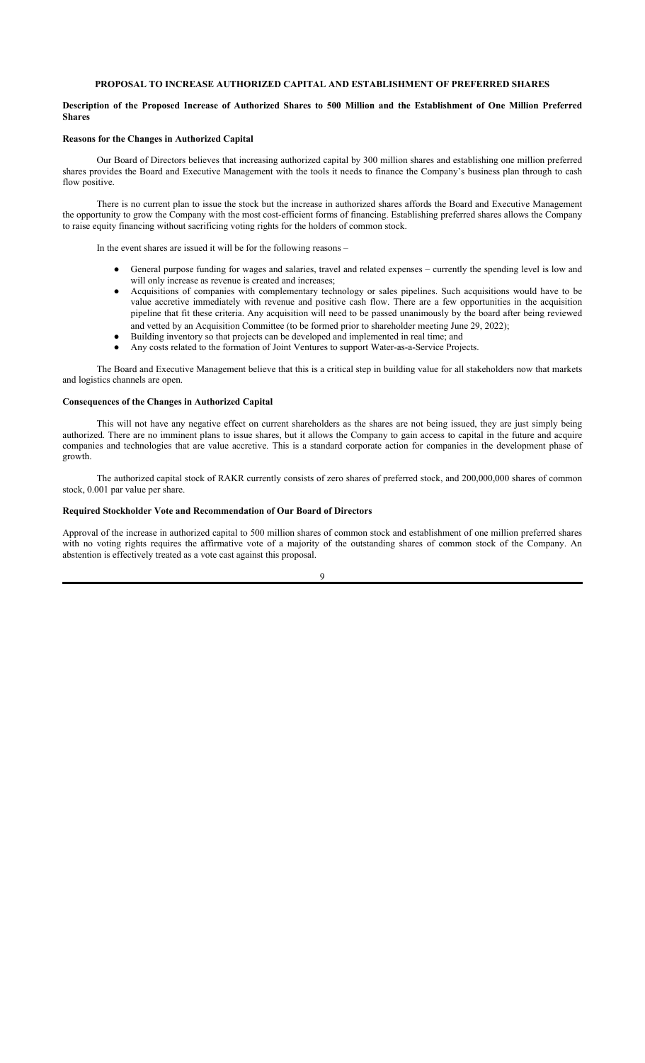## PROPOSAL TO INCREASE AUTHORIZED CAPITAL AND ESTABLISHMENT OF PREFERRED SHARES

**Description of the Proposed Increase of Authorized Shares to 500 Million and the Establishment of One Million Preferred Shares**

**Reasons for the Changes in Authorized Capital**

Our Board of Directors believes that increasing authorized capital by 300 million shares and establishing one million preferred shares provides the Board and Executive Management with the tools it needs to finance the Company's business plan through to cash flow positive.

There is no current plan to issue the stock but the increase in authorized shares affords the Board and Executive Management the opportunity to grow the Company with the most cost-efficient forms of financing. Establishing preferred shares allows the Company to raise equity financing without sacrificing voting rights for the holders of common stock.

In the event shares are issued it will be for the following reasons –

- General purpose funding for wages and salaries, travel and related expenses – currently the spending level is low and will only increase as revenue is created and increases;
- Acquisitions of companies with complementary technology or sales pipelines. Such acquisitions would have to be value accretive immediately with revenue and positive cash flow. There are a few opportunities in the acquisition pipeline that fit these criteria. Any acquisition will need to be passed unanimously by the board after being reviewed and vetted by an Acquisition Committee (to be formed prior to shareholder meeting June 29, 2022);
- Building inventory so that projects can be developed and implemented in real time; and
- Any costs related to the formation of Joint Ventures to support Water-as-a-Service Projects.

The Board and Executive Management believe that this is a critical step in building value for all stakeholders now that markets and logistics channels are open.

**Consequences of the Changes in Authorized Capital**

This will not have any negative effect on current shareholders as the shares are not being issued, they are just simply being authorized. There are no imminent plans to issue shares, but it allows the Company to gain access to capital in the future and acquire companies and technologies that are value accretive. This is a standard corporate action for companies in the development phase of growth.

The authorized capital stock of RAKR currently consists of zero shares of preferred stock, and 200,000,000 shares of common stock, 0.001 par value per share.

**Required Stockholder Vote and Recommendation of Our Board of Directors**

Approval of the increase in authorized capital to 500 million shares of common stock and establishment of one million preferred shares with no voting rights requires the affirmative vote of a majority of the outstanding shares of common stock of the Company. An abstention is effectively treated as a vote cast against this proposal.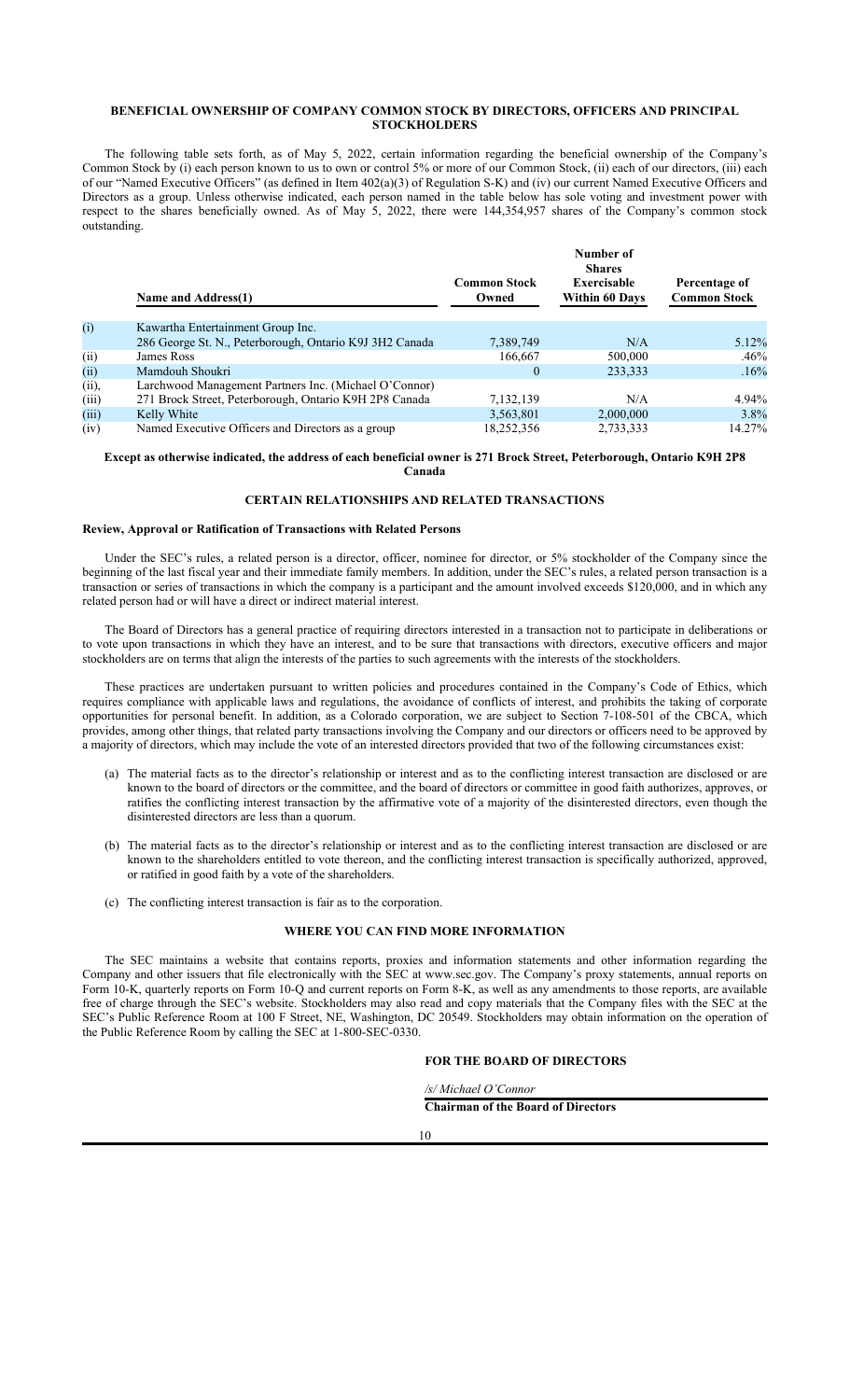## BENEFICIAL OWNERSHIP OF COMPANY COMMON STOCK BY DIRECTORS, OFFICERS AND PRINCIPAL STOCKHOLDERS

The following table sets forth, as of May 5, 2022, certain information regarding the beneficial ownership of the Company's Common Stock by (i) each person known to us to own or control 5% or more of our Common Stock, (ii) each of our directors, (iii) each of our "Named Executive Officers" (as defined in Item 402(a)(3) of Regulation S-K) and (iv) our current Named Executive Officers and Directors as a group. Unless otherwise indicated, each person named in the table below has sole voting and investment power with respect to the shares beneficially owned. As of May 5, 2022, there were 144,354,957 shares of the Company's common stock outstanding.

| | Name and Address(1) | Common Stock Owned | Number of Shares Exercisable Within 60 Days | Percentage of Common Stock |
|---|---|---|---|---|
| (i) | Kawartha Entertainment Group Inc.<br>286 George St. N., Peterborough, Ontario K9J 3H2 Canada | 7,389,749 | N/A | 5.12% |
| (ii) | James Ross | 166,667 | 500,000 | .46% |
| (ii) | Mamdouh Shoukri | 0 | 233,333 | .16% |
| (ii), (iii) | Larchwood Management Partners Inc. (Michael O'Connor)<br>271 Brock Street, Peterborough, Ontario K9H 2P8 Canada | 7,132,139 | N/A | 4.94% |
| (iii) | Kelly White | 3,563,801 | 2,000,000 | 3.8% |
| (iv) | Named Executive Officers and Directors as a group | 18,252,356 | 2,733,333 | 14.27% |

**Except as otherwise indicated, the address of each beneficial owner is 271 Brock Street, Peterborough, Ontario K9H 2P8 Canada**

## CERTAIN RELATIONSHIPS AND RELATED TRANSACTIONS

### Review, Approval or Ratification of Transactions with Related Persons

Under the SEC's rules, a related person is a director, officer, nominee for director, or 5% stockholder of the Company since the beginning of the last fiscal year and their immediate family members. In addition, under the SEC's rules, a related person transaction is a transaction or series of transactions in which the company is a participant and the amount involved exceeds $120,000, and in which any related person had or will have a direct or indirect material interest.

The Board of Directors has a general practice of requiring directors interested in a transaction not to participate in deliberations or to vote upon transactions in which they have an interest, and to be sure that transactions with directors, executive officers and major stockholders are on terms that align the interests of the parties to such agreements with the interests of the stockholders.

These practices are undertaken pursuant to written policies and procedures contained in the Company's Code of Ethics, which requires compliance with applicable laws and regulations, the avoidance of conflicts of interest, and prohibits the taking of corporate opportunities for personal benefit. In addition, as a Colorado corporation, we are subject to Section 7-108-501 of the CBCA, which provides, among other things, that related party transactions involving the Company and our directors or officers need to be approved by a majority of directors, which may include the vote of an interested directors provided that two of the following circumstances exist:

(a) The material facts as to the director's relationship or interest and as to the conflicting interest transaction are disclosed or are known to the board of directors or the committee, and the board of directors or committee in good faith authorizes, approves, or ratifies the conflicting interest transaction by the affirmative vote of a majority of the disinterested directors, even though the disinterested directors are less than a quorum.

(b) The material facts as to the director's relationship or interest and as to the conflicting interest transaction are disclosed or are known to the shareholders entitled to vote thereon, and the conflicting interest transaction is specifically authorized, approved, or ratified in good faith by a vote of the shareholders.

(c) The conflicting interest transaction is fair as to the corporation.

## WHERE YOU CAN FIND MORE INFORMATION

The SEC maintains a website that contains reports, proxies and information statements and other information regarding the Company and other issuers that file electronically with the SEC at www.sec.gov. The Company's proxy statements, annual reports on Form 10-K, quarterly reports on Form 10-Q and current reports on Form 8-K, as well as any amendments to those reports, are available free of charge through the SEC's website. Stockholders may also read and copy materials that the Company files with the SEC at the SEC's Public Reference Room at 100 F Street, NE, Washington, DC 20549. Stockholders may obtain information on the operation of the Public Reference Room by calling the SEC at 1-800-SEC-0330.

**FOR THE BOARD OF DIRECTORS**

*/s/ Michael O'Connor*

**Chairman of the Board of Directors**